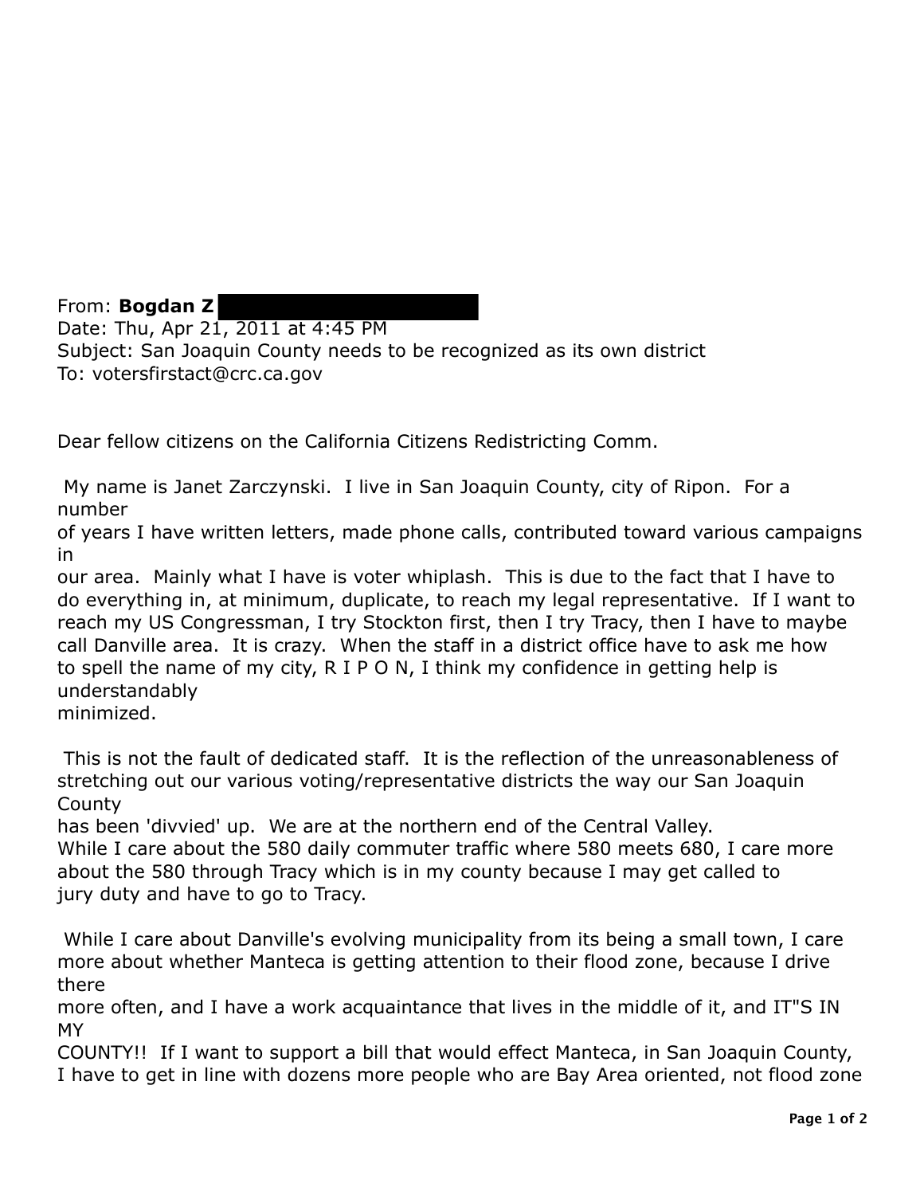From: **Bogdan Z** ██████████
Date: Thu, Apr 21, 2011 at 4:45 PM
Subject: San Joaquin County needs to be recognized as its own district
To: votersfirstact@crc.ca.gov

Dear fellow citizens on the California Citizens Redistricting Comm.

My name is Janet Zarczynski. I live in San Joaquin County, city of Ripon. For a number of years I have written letters, made phone calls, contributed toward various campaigns in our area. Mainly what I have is voter whiplash. This is due to the fact that I have to do everything in, at minimum, duplicate, to reach my legal representative. If I want to reach my US Congressman, I try Stockton first, then I try Tracy, then I have to maybe call Danville area. It is crazy. When the staff in a district office have to ask me how to spell the name of my city, R I P O N, I think my confidence in getting help is understandably minimized.

This is not the fault of dedicated staff. It is the reflection of the unreasonableness of stretching out our various voting/representative districts the way our San Joaquin County has been 'divvied' up. We are at the northern end of the Central Valley. While I care about the 580 daily commuter traffic where 580 meets 680, I care more about the 580 through Tracy which is in my county because I may get called to jury duty and have to go to Tracy.

While I care about Danville's evolving municipality from its being a small town, I care more about whether Manteca is getting attention to their flood zone, because I drive there more often, and I have a work acquaintance that lives in the middle of it, and IT"S IN MY COUNTY!! If I want to support a bill that would effect Manteca, in San Joaquin County, I have to get in line with dozens more people who are Bay Area oriented, not flood zone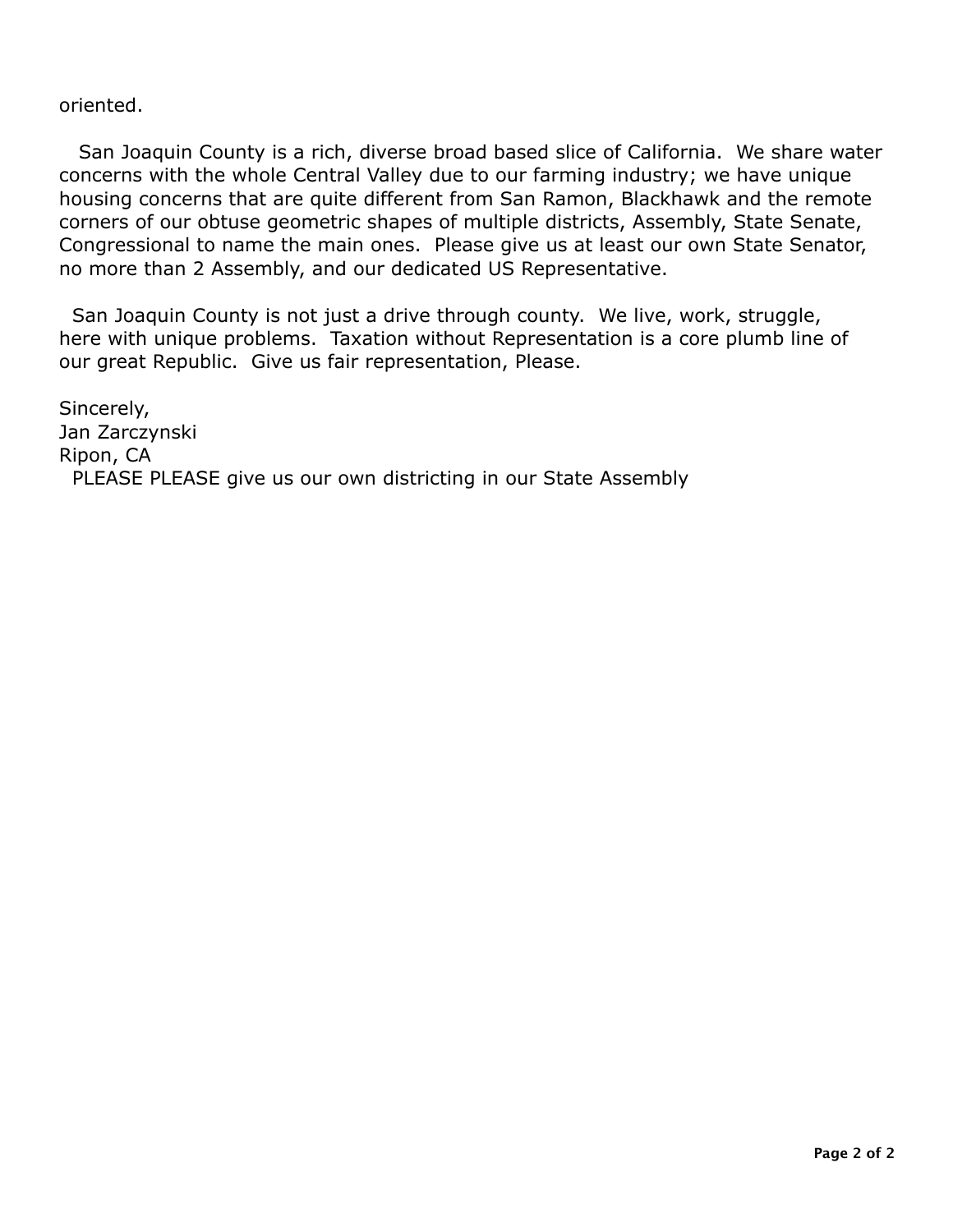oriented.

San Joaquin County is a rich, diverse broad based slice of California. We share water concerns with the whole Central Valley due to our farming industry; we have unique housing concerns that are quite different from San Ramon, Blackhawk and the remote corners of our obtuse geometric shapes of multiple districts, Assembly, State Senate, Congressional to name the main ones. Please give us at least our own State Senator, no more than 2 Assembly, and our dedicated US Representative.

San Joaquin County is not just a drive through county. We live, work, struggle, here with unique problems. Taxation without Representation is a core plumb line of our great Republic. Give us fair representation, Please.

Sincerely,
Jan Zarczynski
Ripon, CA
PLEASE PLEASE give us our own districting in our State Assembly